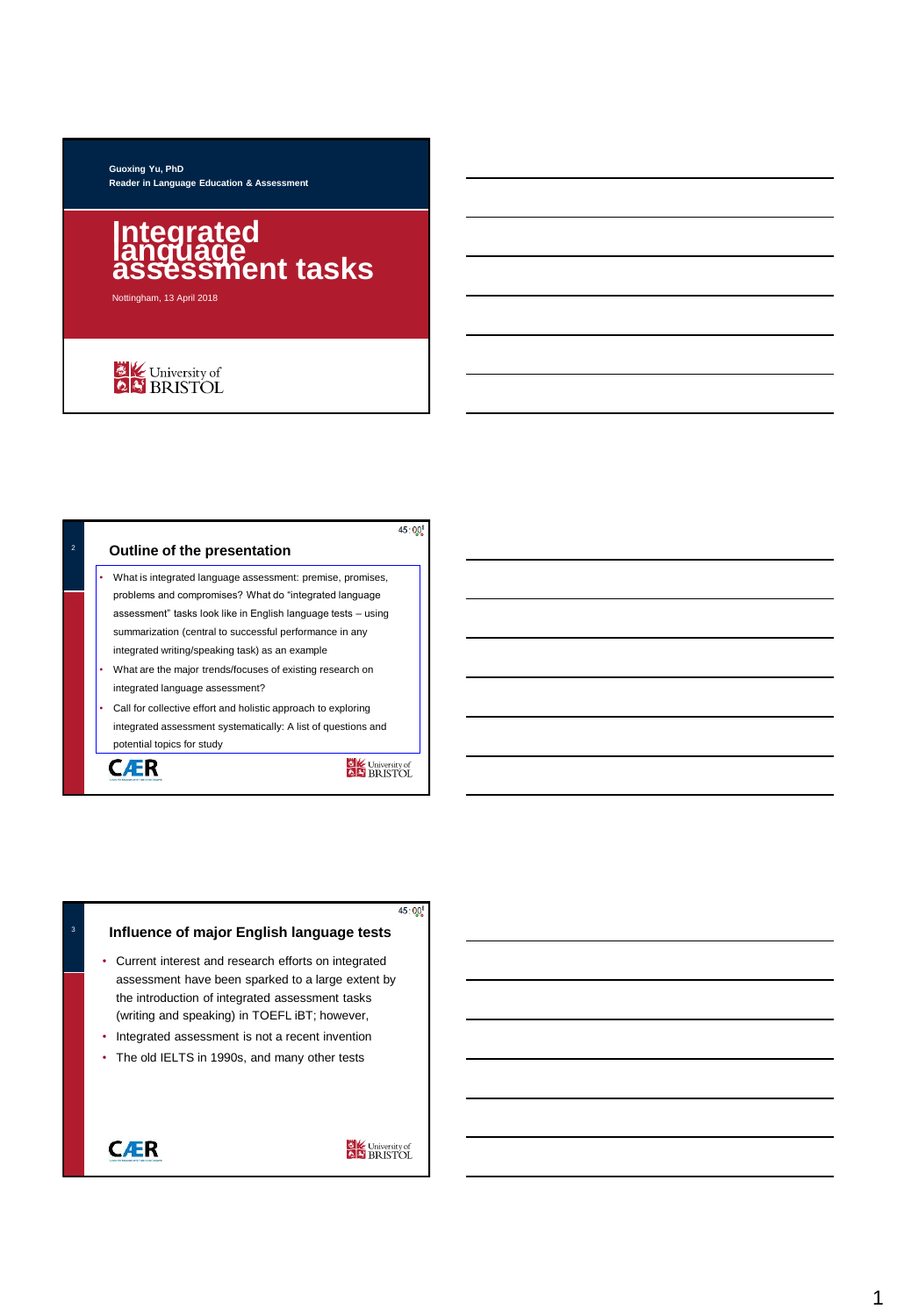Guoxing Yu, PhD
Reader in Language Education & Assessment

# Integrated language assessment tasks

Nottingham, 13 April 2018

University of BRISTOL

## Outline of the presentation

- What is integrated language assessment: premise, promises, problems and compromises? What do "integrated language assessment" tasks look like in English language tests – using summarization (central to successful performance in any integrated writing/speaking task) as an example
- What are the major trends/focuses of existing research on integrated language assessment?
- Call for collective effort and holistic approach to exploring integrated assessment systematically: A list of questions and potential topics for study

CÆR

University of BRISTOL

## Influence of major English language tests

- Current interest and research efforts on integrated assessment have been sparked to a large extent by the introduction of integrated assessment tasks (writing and speaking) in TOEFL iBT; however,
- Integrated assessment is not a recent invention
- The old IELTS in 1990s, and many other tests

CÆR

University of BRISTOL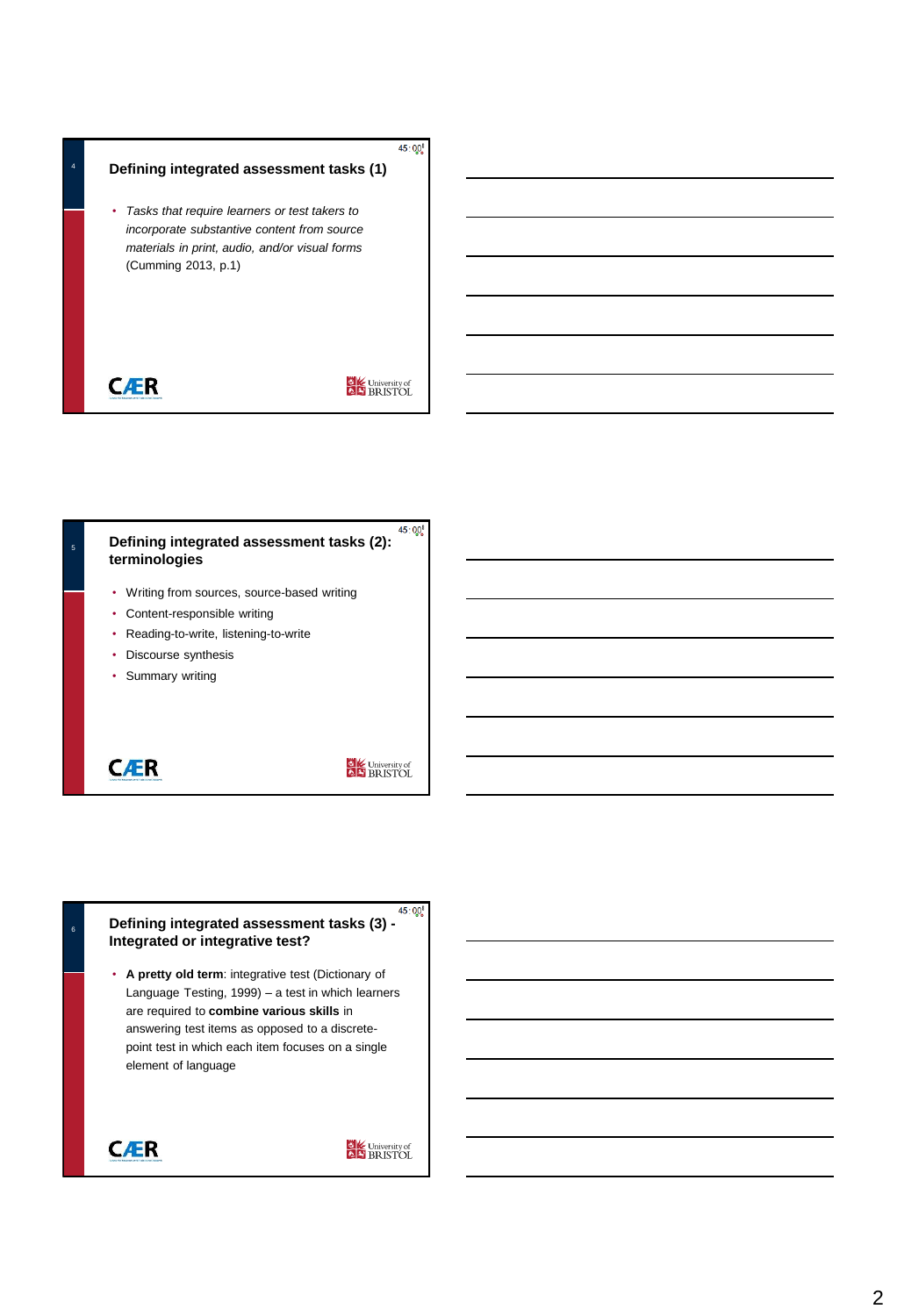## Defining integrated assessment tasks (1)

- *Tasks that require learners or test takers to incorporate substantive content from source materials in print, audio, and/or visual forms* (Cumming 2013, p.1)

## Defining integrated assessment tasks (2): terminologies

- Writing from sources, source-based writing
- Content-responsible writing
- Reading-to-write, listening-to-write
- Discourse synthesis
- Summary writing

## Defining integrated assessment tasks (3) - Integrated or integrative test?

- **A pretty old term**: integrative test (Dictionary of Language Testing, 1999) – a test in which learners are required to **combine various skills** in answering test items as opposed to a discrete-point test in which each item focuses on a single element of language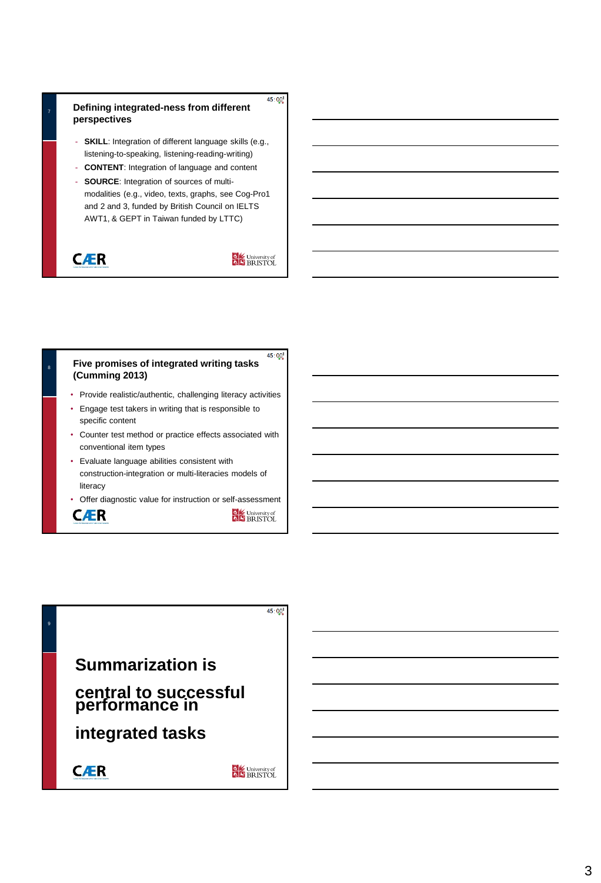## Defining integrated-ness from different perspectives

- **SKILL**: Integration of different language skills (e.g., listening-to-speaking, listening-reading-writing)
- **CONTENT**: Integration of language and content
- **SOURCE**: Integration of sources of multi-modalities (e.g., video, texts, graphs, see Cog-Pro1 and 2 and 3, funded by British Council on IELTS AWT1, & GEPT in Taiwan funded by LTTC)

## Five promises of integrated writing tasks (Cumming 2013)

- Provide realistic/authentic, challenging literacy activities
- Engage test takers in writing that is responsible to specific content
- Counter test method or practice effects associated with conventional item types
- Evaluate language abilities consistent with construction-integration or multi-literacies models of literacy
- Offer diagnostic value for instruction or self-assessment

## Summarization is central to successful performance in integrated tasks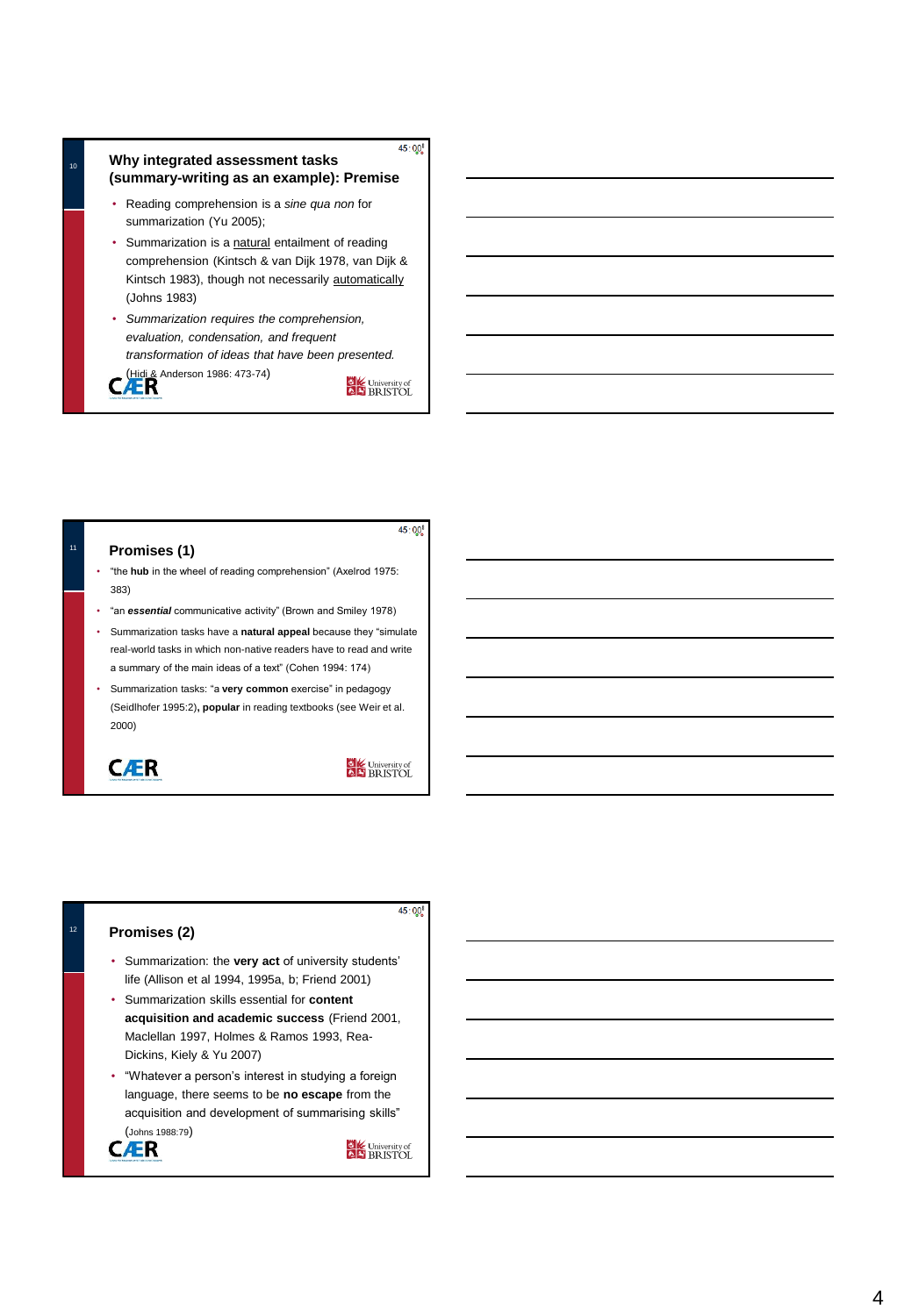## Why integrated assessment tasks (summary-writing as an example): Premise

- Reading comprehension is a *sine qua non* for summarization (Yu 2005);
- Summarization is a natural entailment of reading comprehension (Kintsch & van Dijk 1978, van Dijk & Kintsch 1983), though not necessarily automatically (Johns 1983)
- *Summarization requires the comprehension, evaluation, condensation, and frequent transformation of ideas that have been presented.* (Hidi & Anderson 1986: 473-74)

## Promises (1)

- "the **hub** in the wheel of reading comprehension" (Axelrod 1975: 383)
- "an ***essential*** communicative activity" (Brown and Smiley 1978)
- Summarization tasks have a **natural appeal** because they "simulate real-world tasks in which non-native readers have to read and write a summary of the main ideas of a text" (Cohen 1994: 174)
- Summarization tasks: "a **very common** exercise" in pedagogy (Seidlhofer 1995:2)**, popular** in reading textbooks (see Weir et al. 2000)

## Promises (2)

- Summarization: the **very act** of university students' life (Allison et al 1994, 1995a, b; Friend 2001)
- Summarization skills essential for **content acquisition and academic success** (Friend 2001, Maclellan 1997, Holmes & Ramos 1993, Rea-Dickins, Kiely & Yu 2007)
- "Whatever a person's interest in studying a foreign language, there seems to be **no escape** from the acquisition and development of summarising skills" (Johns 1988:79)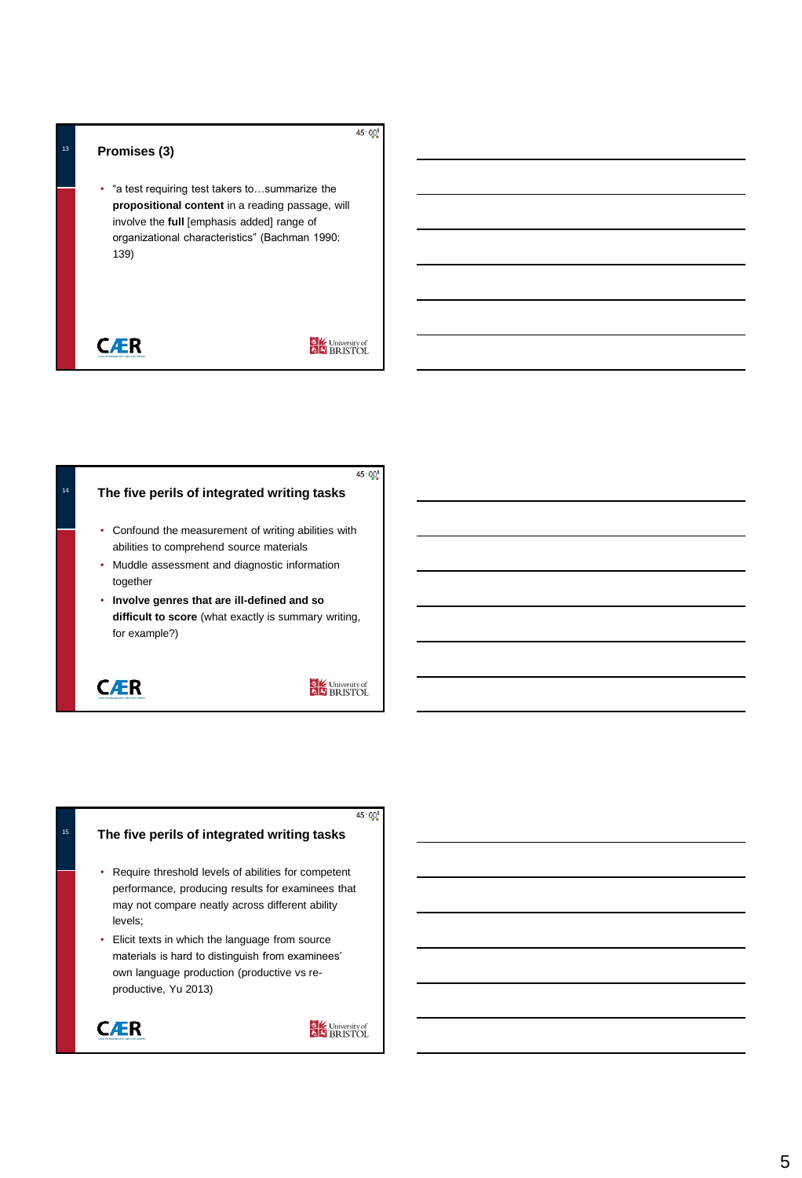## Promises (3)

- "a test requiring test takers to…summarize the **propositional content** in a reading passage, will involve the **full** [emphasis added] range of organizational characteristics" (Bachman 1990: 139)

## The five perils of integrated writing tasks

- Confound the measurement of writing abilities with abilities to comprehend source materials
- Muddle assessment and diagnostic information together
- **Involve genres that are ill-defined and so difficult to score** (what exactly is summary writing, for example?)

## The five perils of integrated writing tasks

- Require threshold levels of abilities for competent performance, producing results for examinees that may not compare neatly across different ability levels;
- Elicit texts in which the language from source materials is hard to distinguish from examinees' own language production (productive vs re-productive, Yu 2013)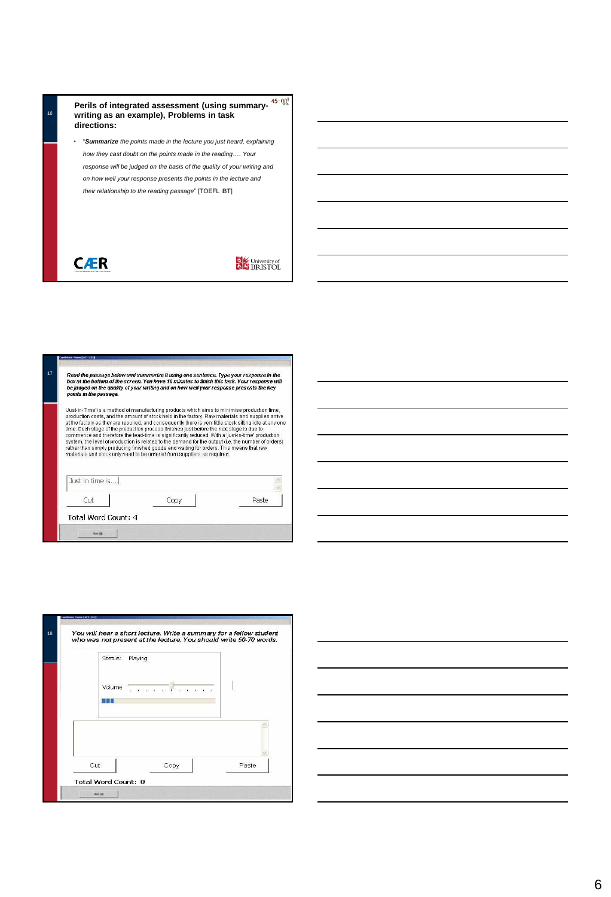## Perils of integrated assessment (using summary-writing as an example), Problems in task directions:

- "***Summarize*** *the points made in the lecture you just heard, explaining how they cast doubt on the points made in the reading…. Your response will be judged on the basis of the quality of your writing and on how well your response presents the points in the lecture and their relationship to the reading passage*" [TOEFL iBT]

---

***Read the passage below and summarize it using one sentence. Type your response in the box at the bottom of the screen. You have 10 minutes to finish this task. Your response will be judged on the quality of your writing and on how well your response presents the key points in the passage.***

'Just-in-Time' is a method of manufacturing products which aims to minimise production time, production costs, and the amount of stock held in the factory. Raw materials and supplies arrive at the factory as they are required, and consequently there is very little stock sitting idle at any one time. Each stage of the production process finishes just before the next stage is due to commence and therefore the lead-time is significantly reduced. With a 'just-in-time' production system, the level of production is related to the demand for the output (i.e. the number of orders) rather than simply producing finished goods and waiting for orders. This means that raw materials and stock only need to be ordered from suppliers as required.

Just in time is…

Cut | Copy | Paste

Total Word Count: 4

---

*You will hear a short lecture. Write a summary for a fellow student who was not present at the lecture. You should write 50-70 words.*

Status: Playing

Volume

Cut | Copy | Paste

Total Word Count: 0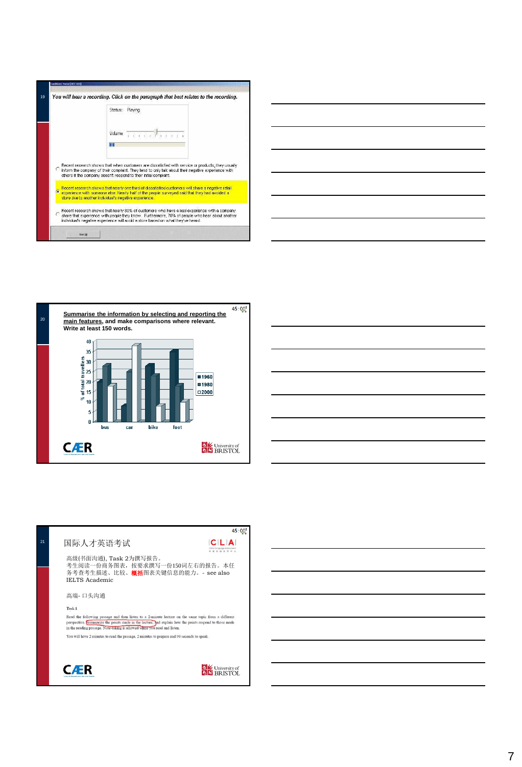You will hear a recording. Click on the paragraph that best relates to the recording.

Status: Playing

Volume

- Recent research shows that when customers are dissatisfied with service or products, they usually inform the company of their complaint. They tend to only talk about their negative experience with others if the company doesn't respond to their initial complaint.
- Recent research shows that nearly one third of dissatisfied customers will share a negative retail experience with someone else. Nearly half of the people surveyed said that they had avoided a store due to another individual's negative experience.
- Recent research shows that nearly 80% of customers who have a bad experience with a company share that experience with people they know. Furthermore, 70% of people who hear about another individual's negative experience will avoid a store based on what they've heard.

---

**Summarise the information by selecting and reporting the main features, and make comparisons where relevant. Write at least 150 words.**

% of total travellers (bus, car, bike, foot; 1960, 1980, 2000)

CÆR

University of BRISTOL

---

国际人才英语考试

CLA

高级(书面沟通), Task 2为撰写报告。
考生阅读一份商务图表，按要求撰写一份150词左右的报告。本任务考查考生描述、比较、**概括**图表关键信息的能力。- see also IELTS Academic

高端- 口头沟通

Task 1

Read the following passage and then listen to a 2-minute lecture on the same topic from a different perspective. Summarize the points made in the lecture, and explain how the points respond to those made in the reading passage. Note-taking is allowed while you read and listen.

You will have 2 minutes to read the passage, 2 minutes to prepare and 90 seconds to speak.

CÆR

University of BRISTOL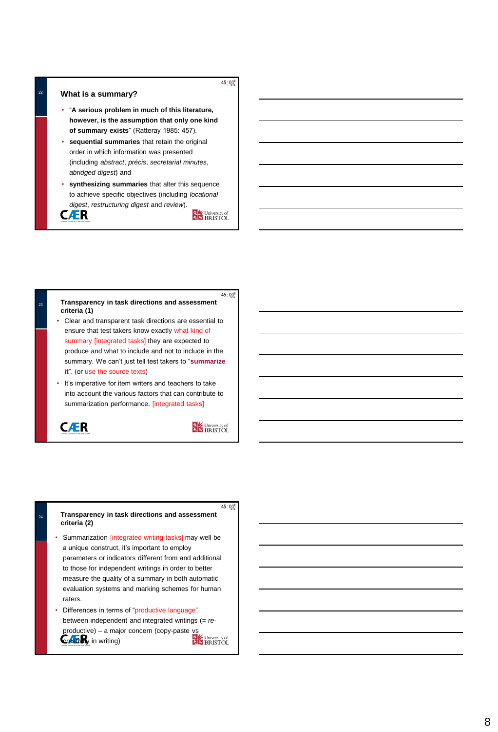## What is a summary?

- "**A serious problem in much of this literature, however, is the assumption that only one kind of summary exists**" (Ratteray 1985: 457).
- **sequential summaries** that retain the original order in which information was presented (including *abstract*, *précis*, *secretarial minutes*, *abridged digest*) and
- **synthesizing summaries** that alter this sequence to achieve specific objectives (including *locational digest*, *restructuring digest* and *review*).

## Transparency in task directions and assessment criteria (1)

- Clear and transparent task directions are essential to ensure that test takers know exactly what kind of summary [integrated tasks] they are expected to produce and what to include and not to include in the summary. We can't just tell test takers to "**summarize it**". (or use the source texts)
- It's imperative for item writers and teachers to take into account the various factors that can contribute to summarization performance. [integrated tasks]

## Transparency in task directions and assessment criteria (2)

- Summarization [integrated writing tasks] may well be a unique construct, it's important to employ parameters or indicators different from and additional to those for independent writings in order to better measure the quality of a summary in both automatic evaluation systems and marking schemes for human raters.
- Differences in terms of "productive language" between independent and integrated writings (= *re-productive*) – a major concern (copy-paste vs creativity in writing)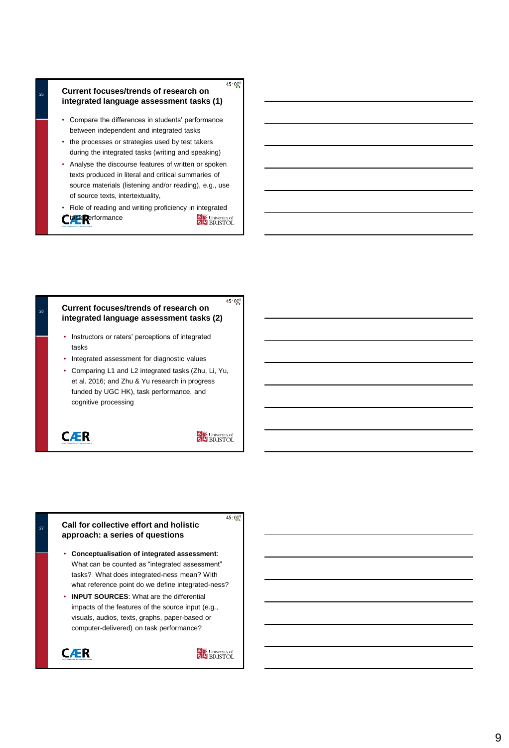## Current focuses/trends of research on integrated language assessment tasks (1)

- Compare the differences in students' performance between independent and integrated tasks
- the processes or strategies used by test takers during the integrated tasks (writing and speaking)
- Analyse the discourse features of written or spoken texts produced in literal and critical summaries of source materials (listening and/or reading), e.g., use of source texts, intertextuality,
- Role of reading and writing proficiency in integrated task performance

## Current focuses/trends of research on integrated language assessment tasks (2)

- Instructors or raters' perceptions of integrated tasks
- Integrated assessment for diagnostic values
- Comparing L1 and L2 integrated tasks (Zhu, Li, Yu, et al. 2016; and Zhu & Yu research in progress funded by UGC HK), task performance, and cognitive processing

## Call for collective effort and holistic approach: a series of questions

- **Conceptualisation of integrated assessment**: What can be counted as "integrated assessment" tasks? What does integrated-ness mean? With what reference point do we define integrated-ness?
- **INPUT SOURCES**: What are the differential impacts of the features of the source input (e.g., visuals, audios, texts, graphs, paper-based or computer-delivered) on task performance?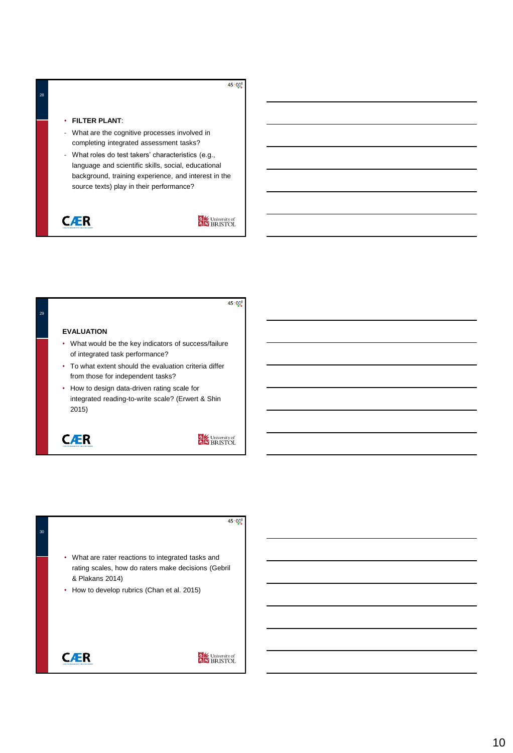- **FILTER PLANT**:
  - What are the cognitive processes involved in completing integrated assessment tasks?
  - What roles do test takers' characteristics (e.g., language and scientific skills, social, educational background, training experience, and interest in the source texts) play in their performance?

**EVALUATION**

- What would be the key indicators of success/failure of integrated task performance?
- To what extent should the evaluation criteria differ from those for independent tasks?
- How to design data-driven rating scale for integrated reading-to-write scale? (Erwert & Shin 2015)

- What are rater reactions to integrated tasks and rating scales, how do raters make decisions (Gebril & Plakans 2014)
- How to develop rubrics (Chan et al. 2015)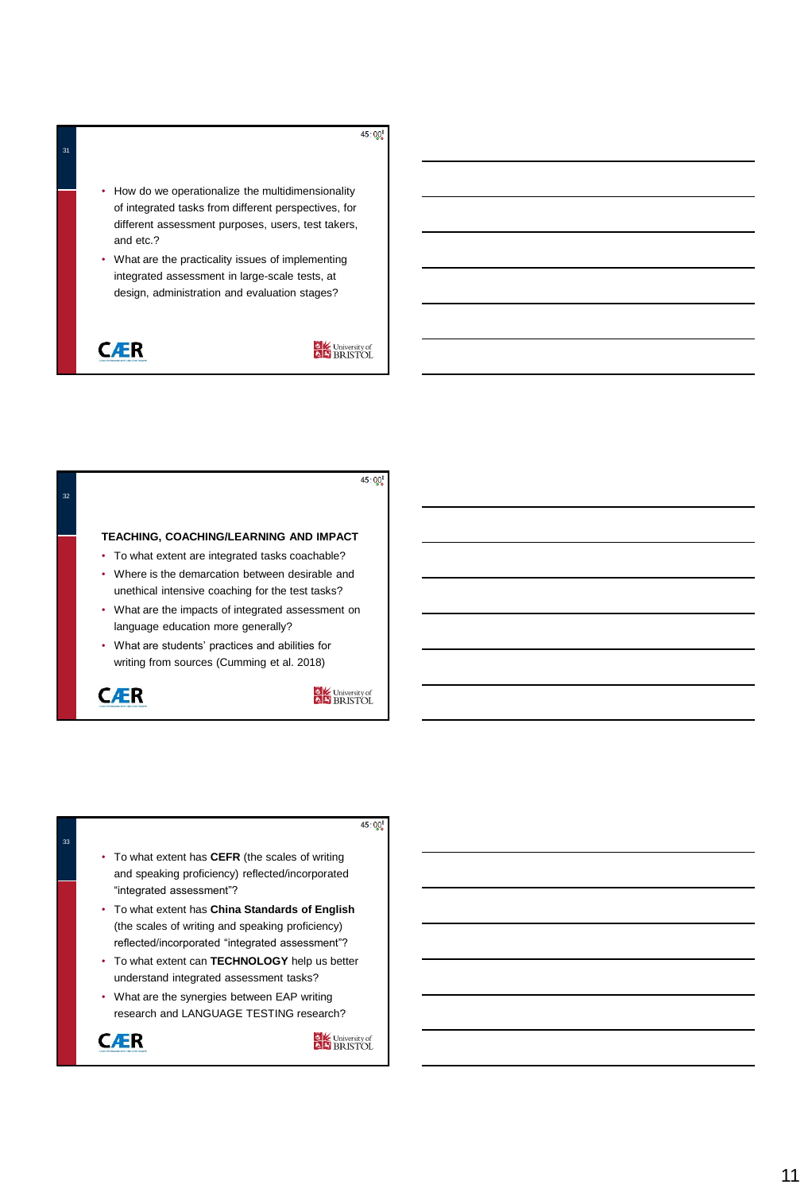- How do we operationalize the multidimensionality of integrated tasks from different perspectives, for different assessment purposes, users, test takers, and etc.?
- What are the practicality issues of implementing integrated assessment in large-scale tests, at design, administration and evaluation stages?

**TEACHING, COACHING/LEARNING AND IMPACT**

- To what extent are integrated tasks coachable?
- Where is the demarcation between desirable and unethical intensive coaching for the test tasks?
- What are the impacts of integrated assessment on language education more generally?
- What are students' practices and abilities for writing from sources (Cumming et al. 2018)

- To what extent has **CEFR** (the scales of writing and speaking proficiency) reflected/incorporated "integrated assessment"?
- To what extent has **China Standards of English** (the scales of writing and speaking proficiency) reflected/incorporated "integrated assessment"?
- To what extent can **TECHNOLOGY** help us better understand integrated assessment tasks?
- What are the synergies between EAP writing research and LANGUAGE TESTING research?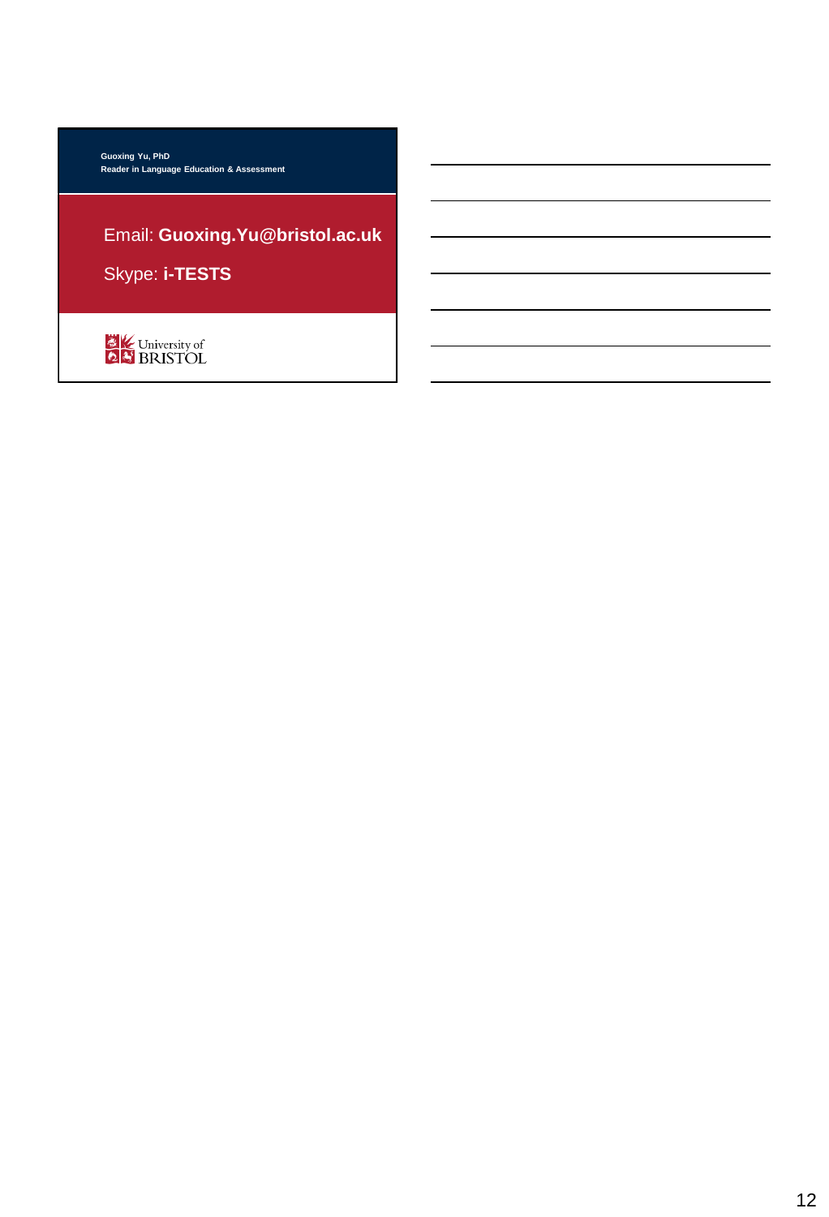Guoxing Yu, PhD
Reader in Language Education & Assessment

Email: **Guoxing.Yu@bristol.ac.uk**

Skype: **i-TESTS**

University of BRISTOL